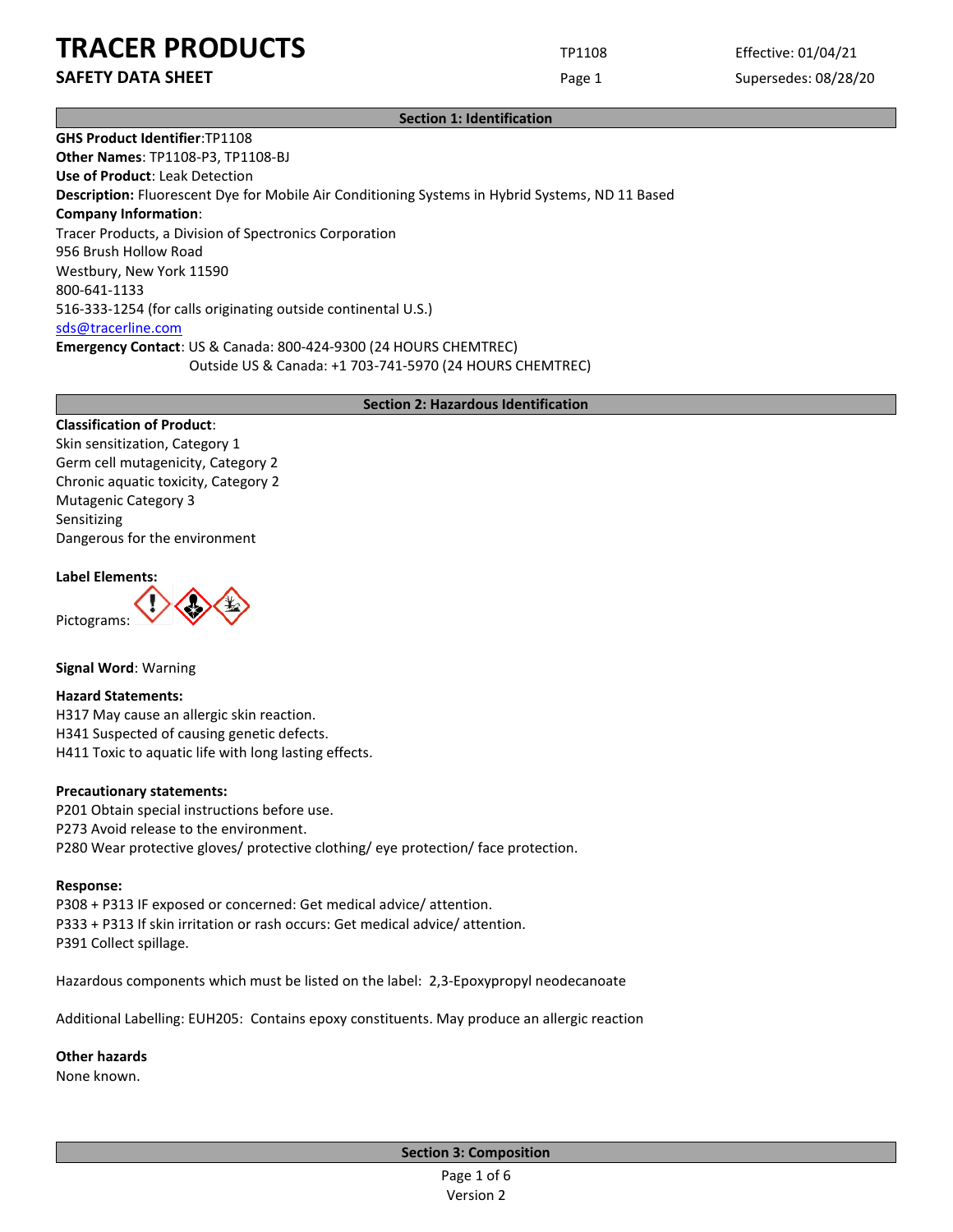# TRACER PRODUCTS

**SAFETY DATA SHEET**

TP1108

Effective: 01/04/21

Supersedes: 08/28/20

## Section 1: Identification

**GHS Product Identifier**:TP1108
**Other Names**: TP1108-P3, TP1108-BJ
**Use of Product**: Leak Detection
**Description:** Fluorescent Dye for Mobile Air Conditioning Systems in Hybrid Systems, ND 11 Based
**Company Information**:
Tracer Products, a Division of Spectronics Corporation
956 Brush Hollow Road
Westbury, New York 11590
800-641-1133
516-333-1254 (for calls originating outside continental U.S.)
sds@tracerline.com
**Emergency Contact**: US & Canada: 800-424-9300 (24 HOURS CHEMTREC)
Outside US & Canada: +1 703-741-5970 (24 HOURS CHEMTREC)

## Section 2: Hazardous Identification

**Classification of Product**:
Skin sensitization, Category 1
Germ cell mutagenicity, Category 2
Chronic aquatic toxicity, Category 2
Mutagenic Category 3
Sensitizing
Dangerous for the environment

**Label Elements:**

Pictograms:

**Signal Word**: Warning

**Hazard Statements:**
H317 May cause an allergic skin reaction.
H341 Suspected of causing genetic defects.
H411 Toxic to aquatic life with long lasting effects.

**Precautionary statements:**
P201 Obtain special instructions before use.
P273 Avoid release to the environment.
P280 Wear protective gloves/ protective clothing/ eye protection/ face protection.

**Response:**
P308 + P313 IF exposed or concerned: Get medical advice/ attention.
P333 + P313 If skin irritation or rash occurs: Get medical advice/ attention.
P391 Collect spillage.

Hazardous components which must be listed on the label: 2,3-Epoxypropyl neodecanoate

Additional Labelling: EUH205: Contains epoxy constituents. May produce an allergic reaction

**Other hazards**
None known.

## Section 3: Composition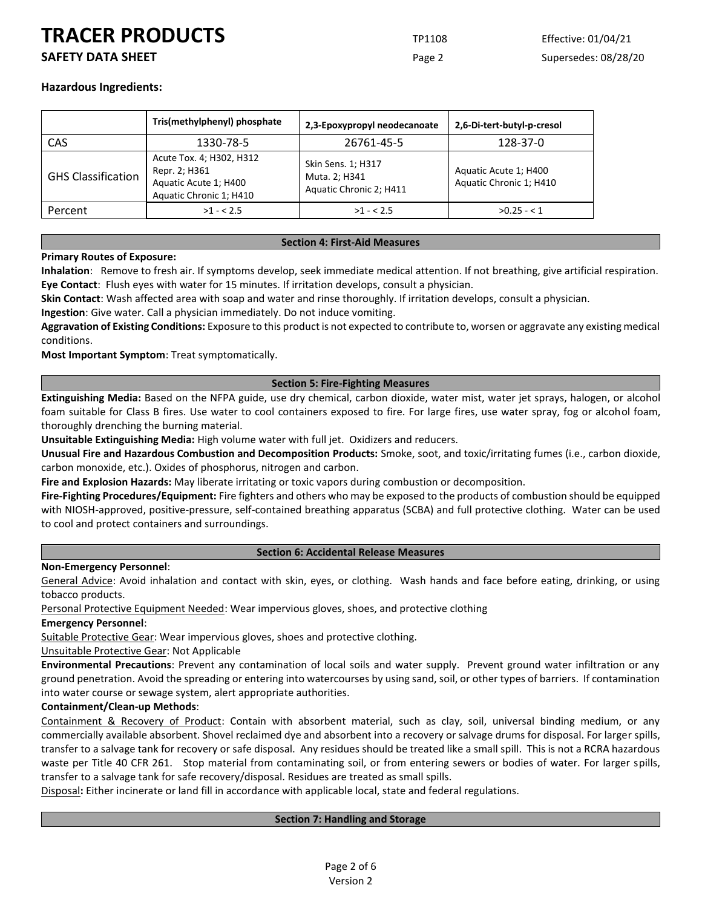**Hazardous Ingredients:**

| | Tris(methylphenyl) phosphate | 2,3-Epoxypropyl neodecanoate | 2,6-Di-tert-butyl-p-cresol |
|---|---|---|---|
| CAS | 1330-78-5 | 26761-45-5 | 128-37-0 |
| GHS Classification | Acute Tox. 4; H302, H312<br>Repr. 2; H361<br>Aquatic Acute 1; H400<br>Aquatic Chronic 1; H410 | Skin Sens. 1; H317<br>Muta. 2; H341<br>Aquatic Chronic 2; H411 | Aquatic Acute 1; H400<br>Aquatic Chronic 1; H410 |
| Percent | >1 - < 2.5 | >1 - < 2.5 | >0.25 - < 1 |

## Section 4: First-Aid Measures

**Primary Routes of Exposure:**

**Inhalation**: Remove to fresh air. If symptoms develop, seek immediate medical attention. If not breathing, give artificial respiration.

**Eye Contact**: Flush eyes with water for 15 minutes. If irritation develops, consult a physician.

**Skin Contact**: Wash affected area with soap and water and rinse thoroughly. If irritation develops, consult a physician.

**Ingestion**: Give water. Call a physician immediately. Do not induce vomiting.

**Aggravation of Existing Conditions:** Exposure to this product is not expected to contribute to, worsen or aggravate any existing medical conditions.

**Most Important Symptom**: Treat symptomatically.

## Section 5: Fire-Fighting Measures

**Extinguishing Media:** Based on the NFPA guide, use dry chemical, carbon dioxide, water mist, water jet sprays, halogen, or alcohol foam suitable for Class B fires. Use water to cool containers exposed to fire. For large fires, use water spray, fog or alcohol foam, thoroughly drenching the burning material.

**Unsuitable Extinguishing Media:** High volume water with full jet. Oxidizers and reducers.

**Unusual Fire and Hazardous Combustion and Decomposition Products:** Smoke, soot, and toxic/irritating fumes (i.e., carbon dioxide, carbon monoxide, etc.). Oxides of phosphorus, nitrogen and carbon.

**Fire and Explosion Hazards:** May liberate irritating or toxic vapors during combustion or decomposition.

**Fire-Fighting Procedures/Equipment:** Fire fighters and others who may be exposed to the products of combustion should be equipped with NIOSH-approved, positive-pressure, self-contained breathing apparatus (SCBA) and full protective clothing. Water can be used to cool and protect containers and surroundings.

## Section 6: Accidental Release Measures

**Non-Emergency Personnel**:

General Advice: Avoid inhalation and contact with skin, eyes, or clothing. Wash hands and face before eating, drinking, or using tobacco products.

Personal Protective Equipment Needed: Wear impervious gloves, shoes, and protective clothing

**Emergency Personnel**:

Suitable Protective Gear: Wear impervious gloves, shoes and protective clothing.

Unsuitable Protective Gear: Not Applicable

**Environmental Precautions**: Prevent any contamination of local soils and water supply. Prevent ground water infiltration or any ground penetration. Avoid the spreading or entering into watercourses by using sand, soil, or other types of barriers. If contamination into water course or sewage system, alert appropriate authorities.

**Containment/Clean-up Methods**:

Containment & Recovery of Product: Contain with absorbent material, such as clay, soil, universal binding medium, or any commercially available absorbent. Shovel reclaimed dye and absorbent into a recovery or salvage drums for disposal. For larger spills, transfer to a salvage tank for recovery or safe disposal. Any residues should be treated like a small spill. This is not a RCRA hazardous waste per Title 40 CFR 261. Stop material from contaminating soil, or from entering sewers or bodies of water. For larger spills, transfer to a salvage tank for safe recovery/disposal. Residues are treated as small spills.

Disposal**:** Either incinerate or land fill in accordance with applicable local, state and federal regulations.

## Section 7: Handling and Storage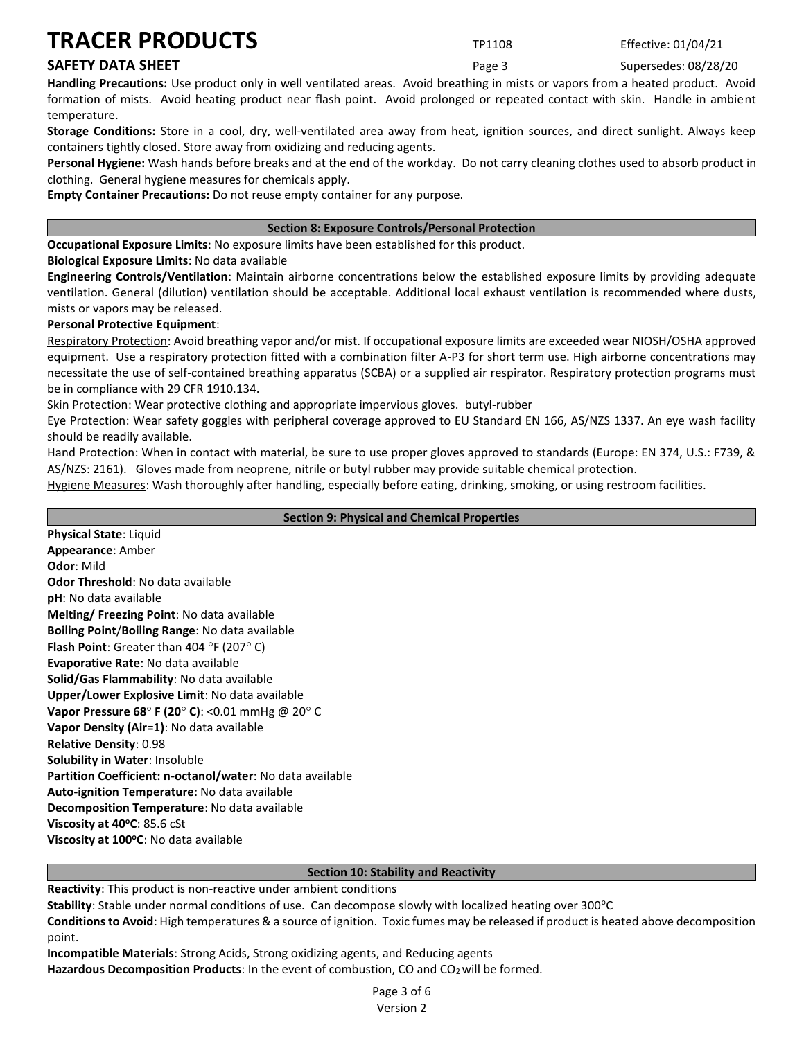**Handling Precautions:** Use product only in well ventilated areas. Avoid breathing in mists or vapors from a heated product. Avoid formation of mists. Avoid heating product near flash point. Avoid prolonged or repeated contact with skin. Handle in ambient temperature.

**Storage Conditions:** Store in a cool, dry, well-ventilated area away from heat, ignition sources, and direct sunlight. Always keep containers tightly closed. Store away from oxidizing and reducing agents.

**Personal Hygiene:** Wash hands before breaks and at the end of the workday. Do not carry cleaning clothes used to absorb product in clothing. General hygiene measures for chemicals apply.

**Empty Container Precautions:** Do not reuse empty container for any purpose.

## Section 8: Exposure Controls/Personal Protection

**Occupational Exposure Limits**: No exposure limits have been established for this product.

**Biological Exposure Limits**: No data available

**Engineering Controls/Ventilation**: Maintain airborne concentrations below the established exposure limits by providing adequate ventilation. General (dilution) ventilation should be acceptable. Additional local exhaust ventilation is recommended where dusts, mists or vapors may be released.

**Personal Protective Equipment**:

Respiratory Protection: Avoid breathing vapor and/or mist. If occupational exposure limits are exceeded wear NIOSH/OSHA approved equipment. Use a respiratory protection fitted with a combination filter A-P3 for short term use. High airborne concentrations may necessitate the use of self-contained breathing apparatus (SCBA) or a supplied air respirator. Respiratory protection programs must be in compliance with 29 CFR 1910.134.

Skin Protection: Wear protective clothing and appropriate impervious gloves. butyl-rubber

Eye Protection: Wear safety goggles with peripheral coverage approved to EU Standard EN 166, AS/NZS 1337. An eye wash facility should be readily available.

Hand Protection: When in contact with material, be sure to use proper gloves approved to standards (Europe: EN 374, U.S.: F739, & AS/NZS: 2161). Gloves made from neoprene, nitrile or butyl rubber may provide suitable chemical protection.

Hygiene Measures: Wash thoroughly after handling, especially before eating, drinking, smoking, or using restroom facilities.

## Section 9: Physical and Chemical Properties

**Physical State**: Liquid
**Appearance**: Amber
**Odor**: Mild
**Odor Threshold**: No data available
**pH**: No data available
**Melting/ Freezing Point**: No data available
**Boiling Point**/**Boiling Range**: No data available
**Flash Point**: Greater than 404 °F (207° C)
**Evaporative Rate**: No data available
**Solid/Gas Flammability**: No data available
**Upper/Lower Explosive Limit**: No data available
**Vapor Pressure 68° F (20° C)**: <0.01 mmHg @ 20° C
**Vapor Density (Air=1)**: No data available
**Relative Density**: 0.98
**Solubility in Water**: Insoluble
**Partition Coefficient: n-octanol/water**: No data available
**Auto-ignition Temperature**: No data available
**Decomposition Temperature**: No data available
**Viscosity at 40°C**: 85.6 cSt
**Viscosity at 100°C**: No data available

## Section 10: Stability and Reactivity

**Reactivity**: This product is non-reactive under ambient conditions

**Stability**: Stable under normal conditions of use. Can decompose slowly with localized heating over 300°C

**Conditions to Avoid**: High temperatures & a source of ignition. Toxic fumes may be released if product is heated above decomposition point.

**Incompatible Materials**: Strong Acids, Strong oxidizing agents, and Reducing agents

**Hazardous Decomposition Products**: In the event of combustion, CO and $CO_2$ will be formed.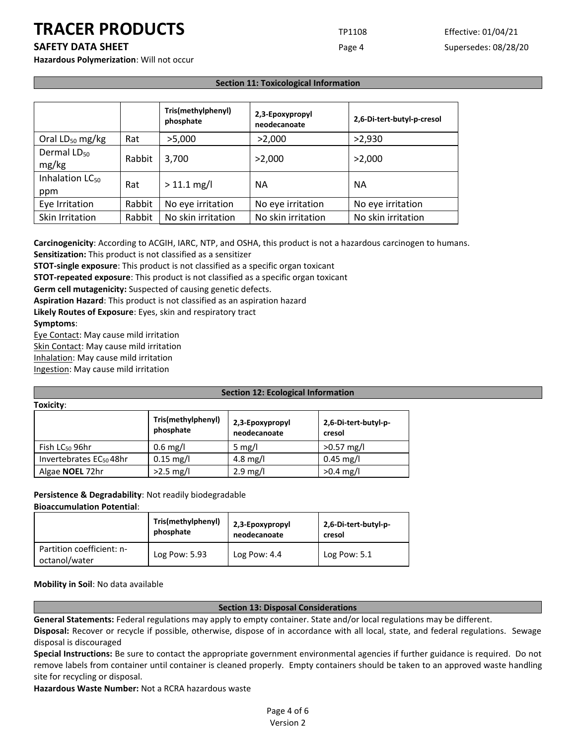**Hazardous Polymerization**: Will not occur

## Section 11: Toxicological Information

| | | Tris(methylphenyl) phosphate | 2,3-Epoxypropyl neodecanoate | 2,6-Di-tert-butyl-p-cresol |
|---|---|---|---|---|
| Oral $LD_{50}$ mg/kg | Rat | >5,000 | >2,000 | >2,930 |
| Dermal $LD_{50}$ mg/kg | Rabbit | 3,700 | >2,000 | >2,000 |
| Inhalation $LC_{50}$ ppm | Rat | > 11.1 mg/l | NA | NA |
| Eye Irritation | Rabbit | No eye irritation | No eye irritation | No eye irritation |
| Skin Irritation | Rabbit | No skin irritation | No skin irritation | No skin irritation |

**Carcinogenicity**: According to ACGIH, IARC, NTP, and OSHA, this product is not a hazardous carcinogen to humans.
**Sensitization:** This product is not classified as a sensitizer
**STOT-single exposure**: This product is not classified as a specific organ toxicant
**STOT-repeated exposure**: This product is not classified as a specific organ toxicant
**Germ cell mutagenicity:** Suspected of causing genetic defects.
**Aspiration Hazard**: This product is not classified as an aspiration hazard
**Likely Routes of Exposure**: Eyes, skin and respiratory tract
**Symptoms**:
Eye Contact: May cause mild irritation
Skin Contact: May cause mild irritation
Inhalation: May cause mild irritation
Ingestion: May cause mild irritation

## Section 12: Ecological Information

**Toxicity**:

| | Tris(methylphenyl) phosphate | 2,3-Epoxypropyl neodecanoate | 2,6-Di-tert-butyl-p-cresol |
|---|---|---|---|
| Fish $LC_{50}$ 96hr | 0.6 mg/l | 5 mg/l | >0.57 mg/l |
| Invertebrates $EC_{50}$ 48hr | 0.15 mg/l | 4.8 mg/l | 0.45 mg/l |
| Algae **NOEL** 72hr | >2.5 mg/l | 2.9 mg/l | >0.4 mg/l |

**Persistence & Degradability**: Not readily biodegradable
**Bioaccumulation Potential**:

| | Tris(methylphenyl) phosphate | 2,3-Epoxypropyl neodecanoate | 2,6-Di-tert-butyl-p-cresol |
|---|---|---|---|
| Partition coefficient: n-octanol/water | Log Pow: 5.93 | Log Pow: 4.4 | Log Pow: 5.1 |

**Mobility in Soil**: No data available

## Section 13: Disposal Considerations

**General Statements:** Federal regulations may apply to empty container. State and/or local regulations may be different.
**Disposal:** Recover or recycle if possible, otherwise, dispose of in accordance with all local, state, and federal regulations. Sewage disposal is discouraged
**Special Instructions:** Be sure to contact the appropriate government environmental agencies if further guidance is required. Do not remove labels from container until container is cleaned properly. Empty containers should be taken to an approved waste handling site for recycling or disposal.
**Hazardous Waste Number:** Not a RCRA hazardous waste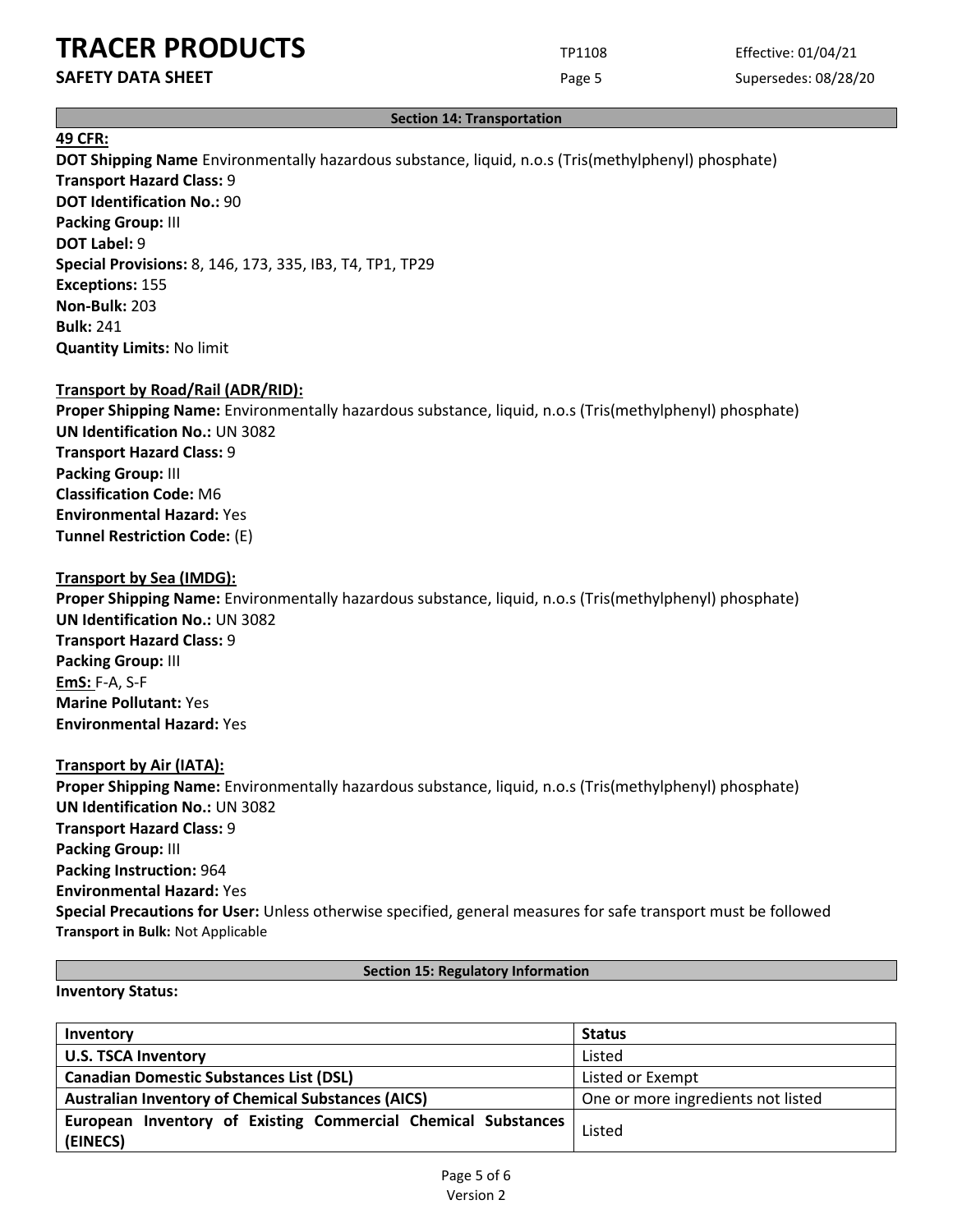## Section 14: Transportation

**49 CFR:**

**DOT Shipping Name** Environmentally hazardous substance, liquid, n.o.s (Tris(methylphenyl) phosphate)
**Transport Hazard Class:** 9
**DOT Identification No.:** 90
**Packing Group:** III
**DOT Label:** 9
**Special Provisions:** 8, 146, 173, 335, IB3, T4, TP1, TP29
**Exceptions:** 155
**Non-Bulk:** 203
**Bulk:** 241
**Quantity Limits:** No limit

**Transport by Road/Rail (ADR/RID):**

**Proper Shipping Name:** Environmentally hazardous substance, liquid, n.o.s (Tris(methylphenyl) phosphate)
**UN Identification No.:** UN 3082
**Transport Hazard Class:** 9
**Packing Group:** III
**Classification Code:** M6
**Environmental Hazard:** Yes
**Tunnel Restriction Code:** (E)

**Transport by Sea (IMDG):**

**Proper Shipping Name:** Environmentally hazardous substance, liquid, n.o.s (Tris(methylphenyl) phosphate)
**UN Identification No.:** UN 3082
**Transport Hazard Class:** 9
**Packing Group:** III
**EmS:** F-A, S-F
**Marine Pollutant:** Yes
**Environmental Hazard:** Yes

**Transport by Air (IATA):**

**Proper Shipping Name:** Environmentally hazardous substance, liquid, n.o.s (Tris(methylphenyl) phosphate)
**UN Identification No.:** UN 3082
**Transport Hazard Class:** 9
**Packing Group:** III
**Packing Instruction:** 964
**Environmental Hazard:** Yes
**Special Precautions for User:** Unless otherwise specified, general measures for safe transport must be followed
**Transport in Bulk:** Not Applicable

## Section 15: Regulatory Information

**Inventory Status:**

| Inventory | Status |
|---|---|
| **U.S. TSCA Inventory** | Listed |
| **Canadian Domestic Substances List (DSL)** | Listed or Exempt |
| **Australian Inventory of Chemical Substances (AICS)** | One or more ingredients not listed |
| **European Inventory of Existing Commercial Chemical Substances (EINECS)** | Listed |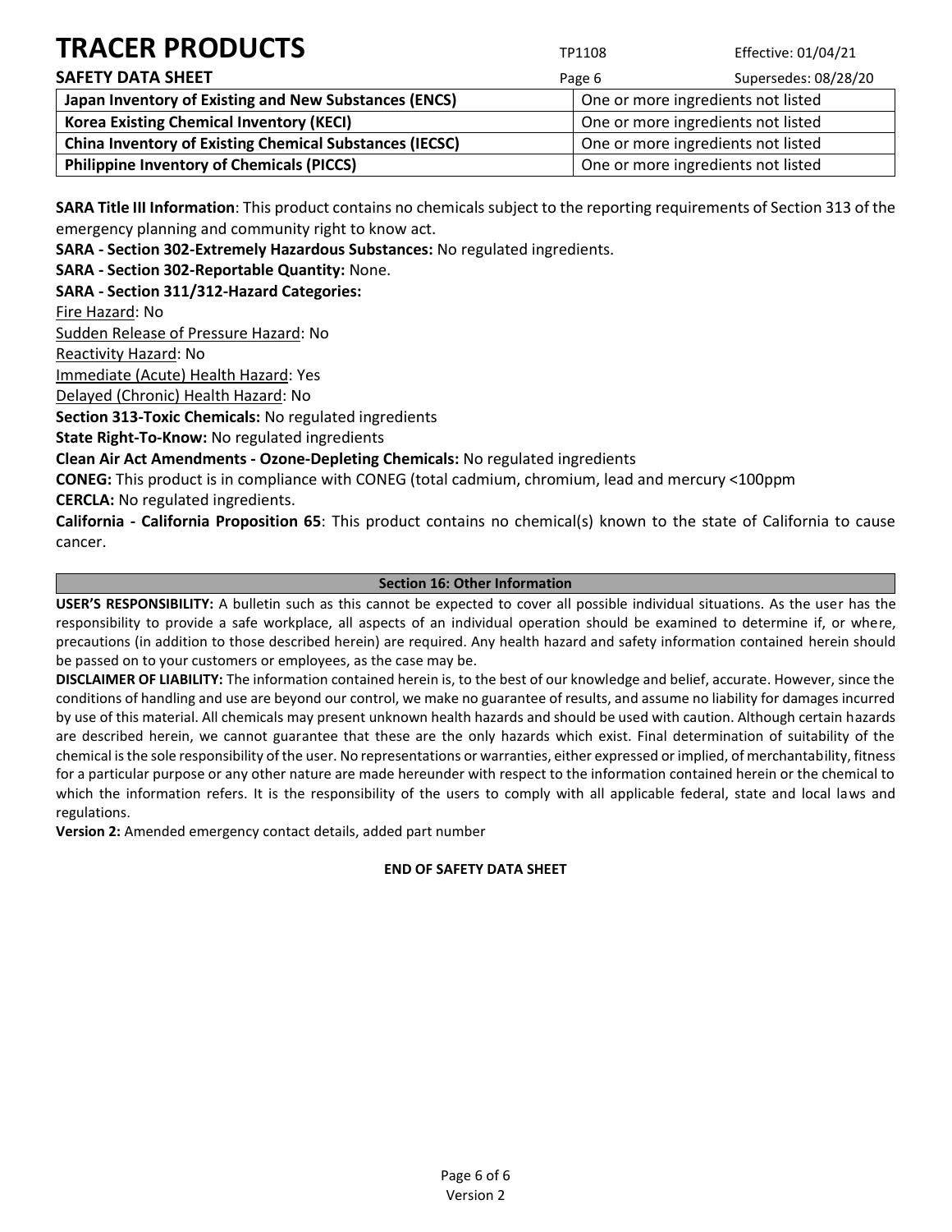| | |
|---|---|
| **Japan Inventory of Existing and New Substances (ENCS)** | One or more ingredients not listed |
| **Korea Existing Chemical Inventory (KECI)** | One or more ingredients not listed |
| **China Inventory of Existing Chemical Substances (IECSC)** | One or more ingredients not listed |
| **Philippine Inventory of Chemicals (PICCS)** | One or more ingredients not listed |

**SARA Title III Information**: This product contains no chemicals subject to the reporting requirements of Section 313 of the emergency planning and community right to know act.

**SARA - Section 302-Extremely Hazardous Substances:** No regulated ingredients.

**SARA - Section 302-Reportable Quantity:** None.

**SARA - Section 311/312-Hazard Categories:**

Fire Hazard: No

Sudden Release of Pressure Hazard: No

Reactivity Hazard: No

Immediate (Acute) Health Hazard: Yes

Delayed (Chronic) Health Hazard: No

**Section 313-Toxic Chemicals:** No regulated ingredients

**State Right-To-Know:** No regulated ingredients

**Clean Air Act Amendments - Ozone-Depleting Chemicals:** No regulated ingredients

**CONEG:** This product is in compliance with CONEG (total cadmium, chromium, lead and mercury <100ppm

**CERCLA:** No regulated ingredients.

**California - California Proposition 65**: This product contains no chemical(s) known to the state of California to cause cancer.

## Section 16: Other Information

**USER'S RESPONSIBILITY:** A bulletin such as this cannot be expected to cover all possible individual situations. As the user has the responsibility to provide a safe workplace, all aspects of an individual operation should be examined to determine if, or where, precautions (in addition to those described herein) are required. Any health hazard and safety information contained herein should be passed on to your customers or employees, as the case may be.

**DISCLAIMER OF LIABILITY:** The information contained herein is, to the best of our knowledge and belief, accurate. However, since the conditions of handling and use are beyond our control, we make no guarantee of results, and assume no liability for damages incurred by use of this material. All chemicals may present unknown health hazards and should be used with caution. Although certain hazards are described herein, we cannot guarantee that these are the only hazards which exist. Final determination of suitability of the chemical is the sole responsibility of the user. No representations or warranties, either expressed or implied, of merchantability, fitness for a particular purpose or any other nature are made hereunder with respect to the information contained herein or the chemical to which the information refers. It is the responsibility of the users to comply with all applicable federal, state and local laws and regulations.

**Version 2:** Amended emergency contact details, added part number

**END OF SAFETY DATA SHEET**